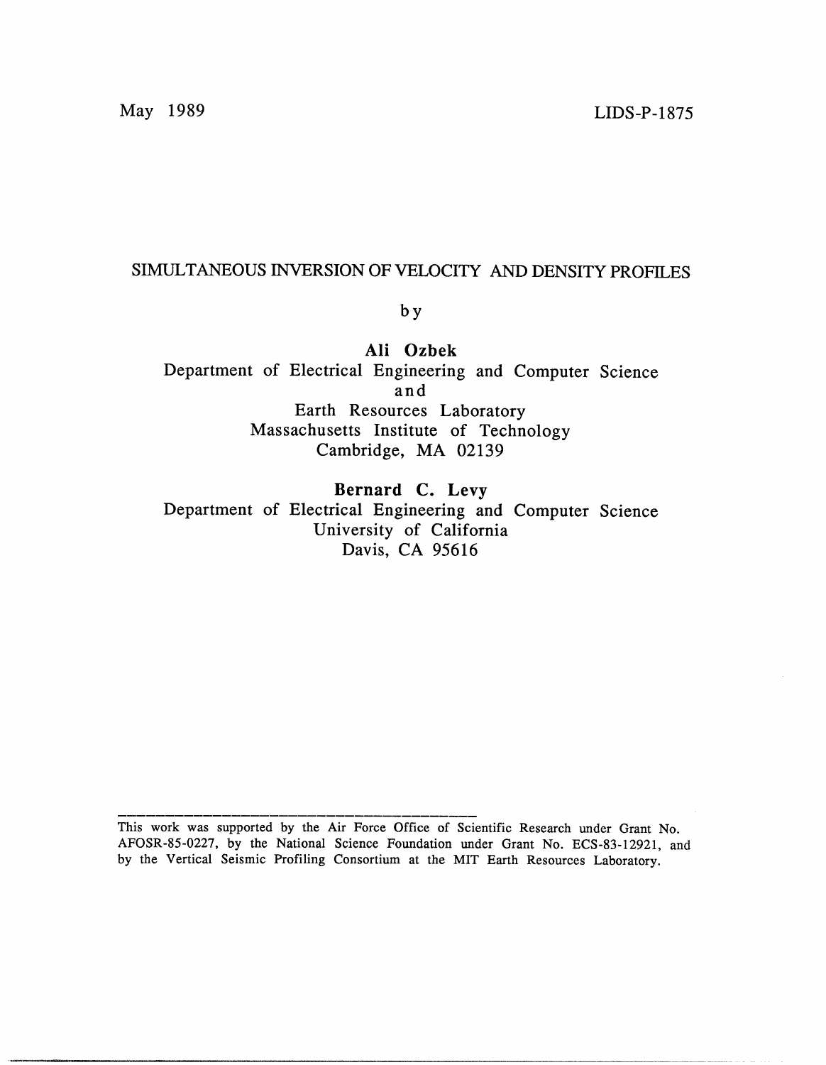May 1989 LIDS-P-1875

# SIMULTANEOUS INVERSION OF VELOCITY AND DENSITY PROFILES

by

**Ali Ozbek**
Department of Electrical Engineering and Computer Science
and
Earth Resources Laboratory
Massachusetts Institute of Technology
Cambridge, MA 02139

**Bernard C. Levy**
Department of Electrical Engineering and Computer Science
University of California
Davis, CA 95616

---

This work was supported by the Air Force Office of Scientific Research under Grant No. AFOSR-85-0227, by the National Science Foundation under Grant No. ECS-83-12921, and by the Vertical Seismic Profiling Consortium at the MIT Earth Resources Laboratory.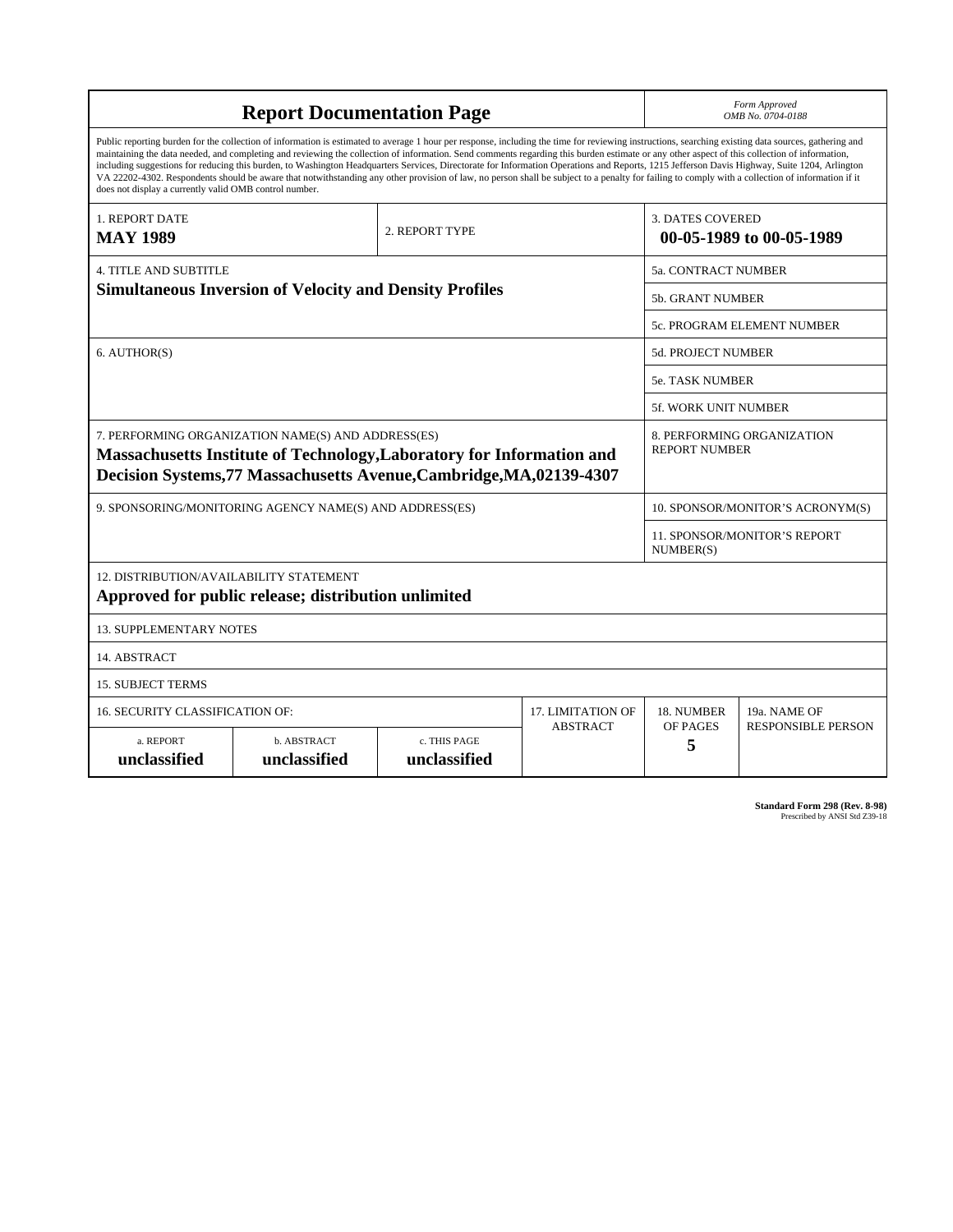# Report Documentation Page

*Form Approved*
*OMB No. 0704-0188*

Public reporting burden for the collection of information is estimated to average 1 hour per response, including the time for reviewing instructions, searching existing data sources, gathering and maintaining the data needed, and completing and reviewing the collection of information. Send comments regarding this burden estimate or any other aspect of this collection of information, including suggestions for reducing this burden, to Washington Headquarters Services, Directorate for Information Operations and Reports, 1215 Jefferson Davis Highway, Suite 1204, Arlington VA 22202-4302. Respondents should be aware that notwithstanding any other provision of law, no person shall be subject to a penalty for failing to comply with a collection of information if it does not display a currently valid OMB control number.

| | | |
|---|---|---|
| 1. REPORT DATE<br>**MAY 1989** | 2. REPORT TYPE | 3. DATES COVERED<br>**00-05-1989 to 00-05-1989** |

| | |
|---|---|
| 4. TITLE AND SUBTITLE<br>**Simultaneous Inversion of Velocity and Density Profiles** | 5a. CONTRACT NUMBER |
| | 5b. GRANT NUMBER |
| | 5c. PROGRAM ELEMENT NUMBER |
| 6. AUTHOR(S) | 5d. PROJECT NUMBER |
| | 5e. TASK NUMBER |
| | 5f. WORK UNIT NUMBER |
| 7. PERFORMING ORGANIZATION NAME(S) AND ADDRESS(ES)<br>**Massachusetts Institute of Technology,Laboratory for Information and Decision Systems,77 Massachusetts Avenue,Cambridge,MA,02139-4307** | 8. PERFORMING ORGANIZATION REPORT NUMBER |
| 9. SPONSORING/MONITORING AGENCY NAME(S) AND ADDRESS(ES) | 10. SPONSOR/MONITOR'S ACRONYM(S) |
| | 11. SPONSOR/MONITOR'S REPORT NUMBER(S) |

12. DISTRIBUTION/AVAILABILITY STATEMENT
**Approved for public release; distribution unlimited**

13. SUPPLEMENTARY NOTES

14. ABSTRACT

15. SUBJECT TERMS

| 16. SECURITY CLASSIFICATION OF: | | | 17. LIMITATION OF ABSTRACT | 18. NUMBER OF PAGES | 19a. NAME OF RESPONSIBLE PERSON |
|---|---|---|---|---|---|
| a. REPORT<br>**unclassified** | b. ABSTRACT<br>**unclassified** | c. THIS PAGE<br>**unclassified** | | **5** | |

**Standard Form 298 (Rev. 8-98)**
Prescribed by ANSI Std Z39-18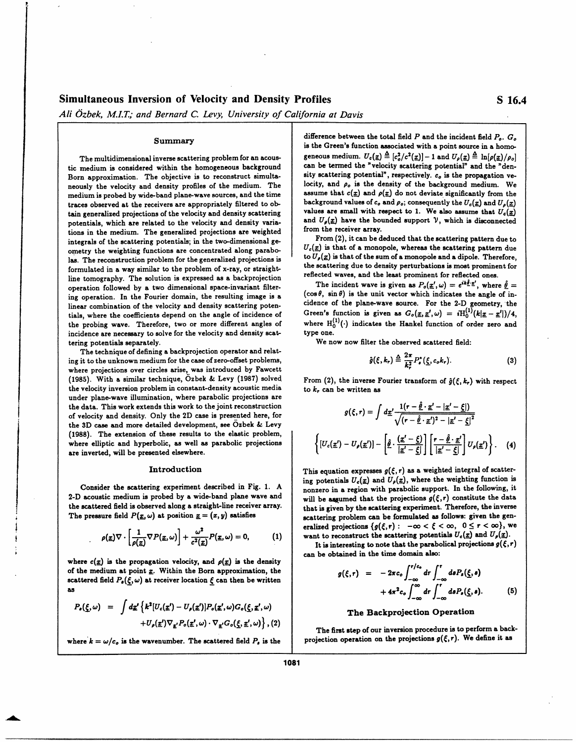# Simultaneous Inversion of Velocity and Density Profiles

*Ali Özbek, M.I.T.; and Bernard C. Levy, University of California at Davis*

## Summary

The multidimensional inverse scattering problem for an acoustic medium is considered within the homogeneous background Born approximation. The objective is to reconstruct simultaneously the velocity and density profiles of the medium. The medium is probed by wide-band plane-wave sources, and the time traces observed at the receivers are appropriately filtered to obtain generalized projections of the velocity and density scattering potentials, which are related to the velocity and density variations in the medium. The generalized projections are weighted integrals of the scattering potentials; in the two-dimensional geometry the weighting functions are concentrated along parabolas. The reconstruction problem for the generalized projections is formulated in a way similar to the problem of x-ray, or straight-line tomography. The solution is expressed as a backprojection operation followed by a two dimensional space-invariant filtering operation. In the Fourier domain, the resulting image is a linear combination of the velocity and density scattering potentials, where the coefficients depend on the angle of incidence of the probing wave. Therefore, two or more different angles of incidence are necessary to solve for the velocity and density scattering potentials separately.

The technique of defining a backprojection operator and relating it to the unknown medium for the case of zero-offset problems, where projections over circles arise, was introduced by Fawcett (1985). With a similar technique, Özbek & Levy (1987) solved the velocity inversion problem in constant-density acoustic media under plane-wave illumination, where parabolic projections are the data. This work extends this work to the joint reconstruction of velocity and density. Only the 2D case is presented here, for the 3D case and more detailed development, see Özbek & Levy (1988). The extension of these results to the elastic problem, where elliptic and hyperbolic, as well as parabolic projections are inverted, will be presented elsewhere.

## Introduction

Consider the scattering experiment described in Fig. 1. A 2-D acoustic medium is probed by a wide-band plane wave and the scattered field is observed along a straight-line receiver array. The pressure field $P(\underline{x}, \omega)$ at position $\underline{x} = (x, y)$ satisfies

$$\rho(\underline{x}) \nabla \cdot \left[ \frac{1}{\rho(\underline{x})} \nabla P(\underline{x}, \omega) \right] + \frac{\omega^2}{c^2(\underline{x})} P(\underline{x}, \omega) = 0, \qquad (1)$$

where $c(\underline{x})$ is the propagation velocity, and $\rho(\underline{x})$ is the density of the medium at point $\underline{x}$. Within the Born approximation, the scattered field $P_s(\underline{\xi}, \omega)$ at receiver location $\underline{\xi}$ can then be written as

$$P_s(\underline{\xi}, \omega) = \int d\underline{x}' \Big\{ k^2 [U_c(\underline{x}') - U_\rho(\underline{x}')] P_o(\underline{x}', \omega) G_o(\underline{\xi}, \underline{x}', \omega) + U_\rho(\underline{x}') \nabla_{\underline{x}'} P_o(\underline{x}', \omega) \cdot \nabla_{\underline{x}'} G_o(\underline{\xi}, \underline{x}', \omega) \Big\}, \quad (2)$$

where $k = \omega / c_o$ is the wavenumber. The scattered field $P_s$ is the difference between the total field $P$ and the incident field $P_o$. $G_o$ is the Green's function associated with a point source in a homogeneous medium. $U_c(\underline{x}) \triangleq [c_o^2/c^2(\underline{x})] - 1$ and $U_\rho(\underline{x}) \triangleq \ln[\rho(\underline{x})/\rho_o]$ can be termed the "velocity scattering potential" and the "density scattering potential", respectively. $c_o$ is the propagation velocity, and $\rho_o$ is the density of the background medium. We assume that $c(\underline{x})$ and $\rho(\underline{x})$ do not deviate significantly from the background values of $c_o$ and $\rho_o$; consequently the $U_c(\underline{x})$ and $U_\rho(\underline{x})$ values are small with respect to 1. We also assume that $U_c(\underline{x})$ and $U_\rho(\underline{x})$ have the bounded support $\mathcal{V}$, which is disconnected from the receiver array.

From (2), it can be deduced that the scattering pattern due to $U_c(\underline{x})$ is that of a monopole, whereas the scattering pattern due to $U_\rho(\underline{x})$ is that of the sum of a monopole and a dipole. Therefore, the scattering due to density perturbations is most prominent for reflected waves, and the least prominent for reflected ones.

The incident wave is given as $P_o(\underline{x}', \omega) = e^{ik\hat{\underline{\theta}} \cdot \underline{x}'}$, where $\hat{\underline{\theta}} = (\cos\theta, \sin\theta)$ is the unit vector which indicates the angle of incidence of the plane-wave source. For the 2-D geometry, the Green's function is given as $G_o(\underline{x}, \underline{x}', \omega) = i\mathrm{H}_0^{(1)}(k|\underline{x} - \underline{x}'|)/4$, where $\mathrm{H}_0^{(1)}(\cdot)$ indicates the Hankel function of order zero and type one.

We now now filter the observed scattered field:

$$\hat{g}(\xi, k_r) \triangleq \frac{2\pi}{k_r^2} P_s^*(\underline{\xi}, c_o k_r). \qquad (3)$$

From (2), the inverse Fourier transform of $\hat{g}(\xi, k_r)$ with respect to $k_r$ can be written as

$$g(\xi, r) = \int d\underline{x}' \frac{1(r - \hat{\underline{\theta}} \cdot \underline{x}' - |\underline{x}' - \underline{\xi}|)}{\sqrt{(r - \hat{\underline{\theta}} \cdot \underline{x}')^2 - |\underline{x}' - \underline{\xi}|^2}} \left\{ [U_c(\underline{x}') - U_\rho(\underline{x}')] - \left[ \hat{\underline{\theta}} \cdot \frac{(\underline{x}' - \underline{\xi})}{|\underline{x}' - \underline{\xi}|} \right] \left[ \frac{r - \hat{\underline{\theta}} \cdot \underline{x}'}{|\underline{x}' - \underline{\xi}|} \right] U_\rho(\underline{x}') \right\}. \quad (4)$$

This equation expresses $g(\xi, r)$ as a weighted integral of scattering potentials $U_c(\underline{x})$ and $U_\rho(\underline{x})$, where the weighting function is nonzero in a region with parabolic support. In the following, it will be assumed that the projections $g(\xi, r)$ constitute the data that is given by the scattering experiment. Therefore, the inverse scattering problem can be formulated as follows: given the generalized projections $\{g(\xi, r) : \ -\infty < \xi < \infty, \ 0 \le r < \infty\}$, we want to reconstruct the scattering potentials $U_c(\underline{x})$ and $U_\rho(\underline{x})$.

It is interesting to note that the parabolical projections $g(\xi, r)$ can be obtained in the time domain also:

$$g(\xi, r) = -2\pi c_o \int_{-\infty}^{r/c_o} d\tau \int_{-\infty}^{\tau} ds P_s(\underline{\xi}, s) + 4\pi^2 c_o \int_{-\infty}^{\infty} d\tau \int_{-\infty}^{\tau} ds P_s(\underline{\xi}, s). \qquad (5)$$

## The Backprojection Operation

The first step of our inversion procedure is to perform a backprojection operation on the projections $g(\xi, r)$. We define it as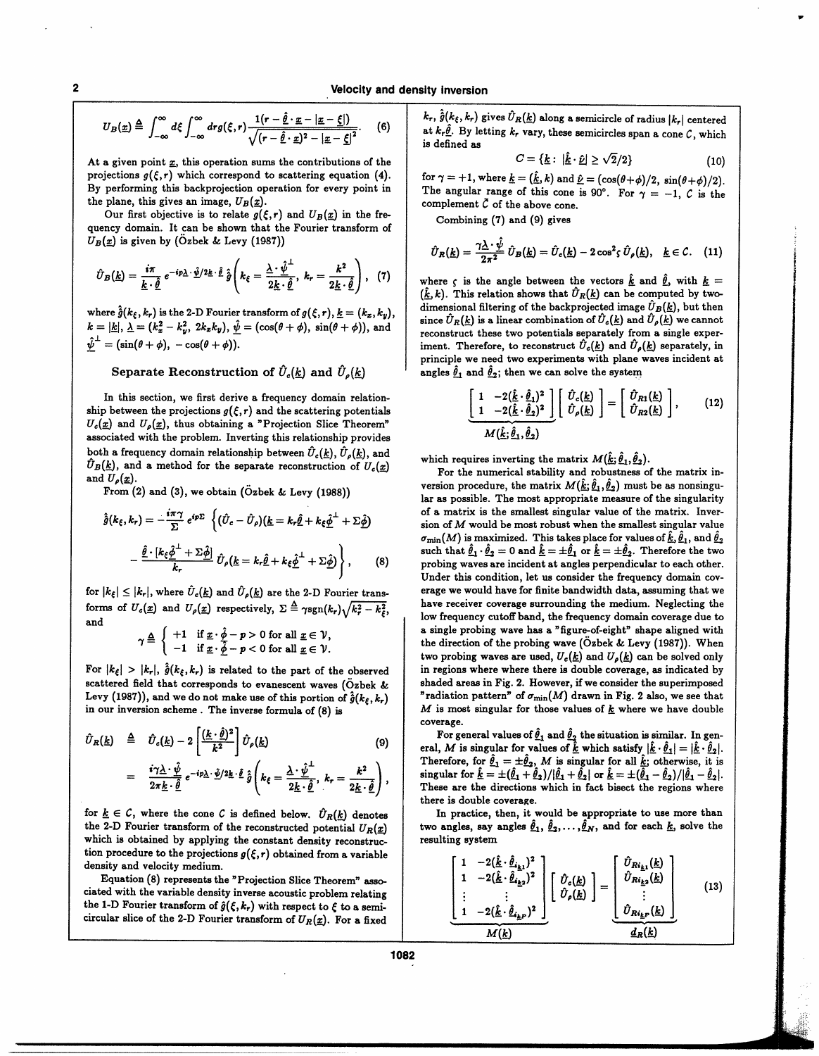$$U_B(\underline{x}) \triangleq \int_{-\infty}^{\infty} d\xi \int_{-\infty}^{\infty} dr g(\xi, r) \frac{1(r - \hat{\underline{\theta}} \cdot \underline{x} - |\underline{x} - \underline{\xi}|)}{\sqrt{(r - \hat{\underline{\theta}} \cdot \underline{x})^2 - |\underline{x} - \underline{\xi}|^2}}. \quad (6)$$

At a given point $\underline{x}$, this operation sums the contributions of the projections $g(\xi, r)$ which correspond to scattering equation (4). By performing this backprojection operation for every point in the plane, this gives an image, $U_B(\underline{x})$.

Our first objective is to relate $g(\xi, r)$ and $U_B(\underline{x})$ in the frequency domain. It can be shown that the Fourier transform of $U_B(\underline{x})$ is given by (Özbek & Levy (1987))

$$\hat{U}_B(\underline{k}) = \frac{i\pi}{\underline{k} \cdot \hat{\underline{\theta}}} e^{-ip\underline{\lambda} \cdot \hat{\underline{\psi}}/2\underline{k} \cdot \hat{\underline{\theta}}} \hat{\hat{g}} \left( k_\xi = \frac{\underline{\lambda} \cdot \hat{\underline{\psi}}^\perp}{2\underline{k} \cdot \hat{\underline{\theta}}},\ k_r = \frac{k^2}{2\underline{k} \cdot \hat{\underline{\theta}}} \right), \quad (7)$$

where $\hat{\hat{g}}(k_\xi, k_r)$ is the 2-D Fourier transform of $g(\xi, r)$, $\underline{k} = (k_x, k_y)$, $k = |\underline{k}|$, $\underline{\lambda} = (k_x^2 - k_y^2,\ 2k_x k_y)$, $\hat{\underline{\psi}} = (\cos(\theta + \phi),\ \sin(\theta + \phi))$, and $\hat{\underline{\psi}}^\perp = (\sin(\theta + \phi),\ -\cos(\theta + \phi))$.

## Separate Reconstruction of $\hat{U}_c(\underline{k})$ and $\hat{U}_\rho(\underline{k})$

In this section, we first derive a frequency domain relationship between the projections $g(\xi, r)$ and the scattering potentials $U_c(\underline{x})$ and $U_\rho(\underline{x})$, thus obtaining a "Projection Slice Theorem" associated with the problem. Inverting this relationship provides both a frequency domain relationship between $\hat{U}_c(\underline{k})$, $\hat{U}_\rho(\underline{k})$, and $\hat{U}_B(\underline{k})$, and a method for the separate reconstruction of $U_c(\underline{x})$ and $U_\rho(\underline{x})$.

From (2) and (3), we obtain (Özbek & Levy (1988))

$$\hat{\hat{g}}(k_\xi, k_r) = -\frac{i\pi\gamma}{\Sigma} e^{ip\Sigma} \left\{ (\hat{U}_c - \hat{U}_\rho)(\underline{k} = k_r \hat{\underline{\theta}} + k_\xi \hat{\underline{\phi}}^\perp + \Sigma \hat{\underline{\phi}}) - \frac{\hat{\underline{\theta}} \cdot [k_\xi \hat{\underline{\phi}}^\perp + \Sigma \hat{\underline{\phi}}]}{k_r} \hat{U}_\rho(\underline{k} = k_r \hat{\underline{\theta}} + k_\xi \hat{\underline{\phi}}^\perp + \Sigma \hat{\underline{\phi}}) \right\}, \quad (8)$$

for $|k_\xi| \le |k_r|$, where $\hat{U}_c(\underline{k})$ and $\hat{U}_\rho(\underline{k})$ are the 2-D Fourier transforms of $U_c(\underline{x})$ and $U_\rho(\underline{x})$ respectively, $\Sigma \triangleq \gamma \operatorname{sgn}(k_r)\sqrt{k_r^2 - k_\xi^2}$, and

$$\gamma \triangleq \begin{cases} +1 & \text{if } \underline{x} \cdot \hat{\underline{\phi}} - p > 0 \text{ for all } \underline{x} \in \mathcal{V}, \\ -1 & \text{if } \underline{x} \cdot \hat{\underline{\phi}} - p < 0 \text{ for all } \underline{x} \in \mathcal{V}. \end{cases}$$

For $|k_\xi| > |k_r|$, $\hat{\hat{g}}(k_\xi, k_r)$ is related to the part of the observed scattered field that corresponds to evanescent waves (Özbek & Levy (1987)), and we do not make use of this portion of $\hat{\hat{g}}(k_\xi, k_r)$ in our inversion scheme. The inverse formula of (8) is

$$\begin{aligned} \hat{U}_R(\underline{k}) &\triangleq \hat{U}_c(\underline{k}) - 2\left[\frac{(\underline{k} \cdot \hat{\underline{\theta}})^2}{k^2}\right] \hat{U}_\rho(\underline{k}) \quad (9) \\ &= \frac{i\gamma\underline{\lambda} \cdot \hat{\underline{\psi}}}{2\pi \underline{k} \cdot \hat{\underline{\theta}}} e^{-ip\underline{\lambda} \cdot \hat{\underline{\psi}}/2\underline{k} \cdot \hat{\underline{\theta}}} \hat{\hat{g}} \left( k_\xi = \frac{\underline{\lambda} \cdot \hat{\underline{\psi}}^\perp}{2\underline{k} \cdot \hat{\underline{\theta}}},\ k_r = \frac{k^2}{2\underline{k} \cdot \hat{\underline{\theta}}} \right), \end{aligned}$$

for $\underline{k} \in \mathcal{C}$, where the cone $\mathcal{C}$ is defined below. $\hat{U}_R(\underline{k})$ denotes the 2-D Fourier transform of the reconstructed potential $U_R(\underline{x})$ which is obtained by applying the constant density reconstruction procedure to the projections $g(\xi, r)$ obtained from a variable density and velocity medium.

Equation (8) represents the "Projection Slice Theorem" associated with the variable density inverse acoustic problem relating the 1-D Fourier transform of $\hat{g}(\xi, k_r)$ with respect to $\xi$ to a semicircular slice of the 2-D Fourier transform of $U_R(\underline{x})$. For a fixed $k_r$, $\hat{\hat{g}}(k_\xi, k_r)$ gives $\hat{U}_R(\underline{k})$ along a semicircle of radius $|k_r|$ centered at $k_r \hat{\underline{\theta}}$. By letting $k_r$ vary, these semicircles span a cone $\mathcal{C}$, which is defined as

$$\mathcal{C} = \{\underline{k} : |\hat{\underline{k}} \cdot \underline{\nu}| \ge \sqrt{2}/2\} \quad (10)$$

for $\gamma = +1$, where $\underline{k} = (\hat{\underline{k}}, k)$ and $\underline{\nu} = (\cos(\theta + \phi)/2,\ \sin(\theta + \phi)/2)$. The angular range of this cone is 90°. For $\gamma = -1$, $\mathcal{C}$ is the complement $\bar{\mathcal{C}}$ of the above cone.

Combining (7) and (9) gives

$$\hat{U}_R(\underline{k}) = \frac{\gamma\underline{\lambda} \cdot \hat{\underline{\psi}}}{2\pi^2} \hat{U}_B(\underline{k}) = \hat{U}_c(\underline{k}) - 2\cos^2\varsigma\, \hat{U}_\rho(\underline{k}), \quad \underline{k} \in \mathcal{C}. \quad (11)$$

where $\varsigma$ is the angle between the vectors $\hat{\underline{k}}$ and $\hat{\underline{\theta}}$, with $\underline{k} = (\hat{\underline{k}}, k)$. This relation shows that $\hat{U}_R(\underline{k})$ can be computed by two-dimensional filtering of the backprojected image $\hat{U}_B(\underline{k})$, but then since $\hat{U}_R(\underline{k})$ is a linear combination of $\hat{U}_c(\underline{k})$ and $\hat{U}_\rho(\underline{k})$ we cannot reconstruct these two potentials separately from a single experiment. Therefore, to reconstruct $\hat{U}_c(\underline{k})$ and $\hat{U}_\rho(\underline{k})$ separately, in principle we need two experiments with plane waves incident at angles $\hat{\underline{\theta}}_1$ and $\hat{\underline{\theta}}_2$; then we can solve the system

$$\underbrace{\begin{bmatrix} 1 & -2(\hat{\underline{k}} \cdot \hat{\underline{\theta}}_1)^2 \\ 1 & -2(\hat{\underline{k}} \cdot \hat{\underline{\theta}}_2)^2 \end{bmatrix}}_{M(\hat{\underline{k}};\hat{\underline{\theta}}_1,\hat{\underline{\theta}}_2)} \begin{bmatrix} \hat{U}_c(\underline{k}) \\ \hat{U}_\rho(\underline{k}) \end{bmatrix} = \begin{bmatrix} \hat{U}_{R1}(\underline{k}) \\ \hat{U}_{R2}(\underline{k}) \end{bmatrix}, \quad (12)$$

which requires inverting the matrix $M(\hat{\underline{k}};\hat{\underline{\theta}}_1,\hat{\underline{\theta}}_2)$.

For the numerical stability and robustness of the matrix inversion procedure, the matrix $M(\hat{\underline{k}};\hat{\underline{\theta}}_1,\hat{\underline{\theta}}_2)$ must be as nonsingular as possible. The most appropriate measure of the singularity of a matrix is the smallest singular value of the matrix. Inversion of $M$ would be most robust when the smallest singular value $\sigma_{\min}(M)$ is maximized. This takes place for values of $\hat{\underline{k}}$, $\hat{\underline{\theta}}_1$, and $\hat{\underline{\theta}}_2$ such that $\hat{\underline{\theta}}_1 \cdot \hat{\underline{\theta}}_2 = 0$ and $\hat{\underline{k}} = \pm\hat{\underline{\theta}}_1$ or $\hat{\underline{k}} = \pm\hat{\underline{\theta}}_2$. Therefore the two probing waves are incident at angles perpendicular to each other. Under this condition, let us consider the frequency domain coverage we would have for finite bandwidth data, assuming that we have receiver coverage surrounding the medium. Neglecting the low frequency cutoff band, the frequency domain coverage due to a single probing wave has a "figure-of-eight" shape aligned with the direction of the probing wave (Özbek & Levy (1987)). When two probing waves are used, $U_c(\underline{k})$ and $U_\rho(\underline{k})$ can be solved only in regions where where there is double coverage, as indicated by shaded areas in Fig. 2. However, if we consider the superimposed "radiation pattern" of $\sigma_{\min}(M)$ drawn in Fig. 2 also, we see that $M$ is most singular for those values of $\underline{k}$ where we have double coverage.

For general values of $\hat{\underline{\theta}}_1$ and $\hat{\underline{\theta}}_2$ the situation is similar. In general, $M$ is singular for values of $\hat{\underline{k}}$ which satisfy $|\hat{\underline{k}} \cdot \hat{\underline{\theta}}_1| = |\hat{\underline{k}} \cdot \hat{\underline{\theta}}_2|$. Therefore, for $\hat{\underline{\theta}}_1 = \pm\hat{\underline{\theta}}_2$, $M$ is singular for all $\hat{\underline{k}}$; otherwise, it is singular for $\hat{\underline{k}} = \pm(\hat{\underline{\theta}}_1 + \hat{\underline{\theta}}_2)/|\hat{\underline{\theta}}_1 + \hat{\underline{\theta}}_2|$ or $\hat{\underline{k}} = \pm(\hat{\underline{\theta}}_1 - \hat{\underline{\theta}}_2)/|\hat{\underline{\theta}}_1 - \hat{\underline{\theta}}_2|$. These are the directions which in fact bisect the regions where there is double coverage.

In practice, then, it would be appropriate to use more than two angles, say angles $\hat{\underline{\theta}}_1, \hat{\underline{\theta}}_2, \ldots, \hat{\underline{\theta}}_N$, and for each $\underline{k}$, solve the resulting system

$$\underbrace{\begin{bmatrix} 1 & -2(\hat{\underline{k}} \cdot \hat{\underline{\theta}}_{i_{k1}})^2 \\ 1 & -2(\hat{\underline{k}} \cdot \hat{\underline{\theta}}_{i_{k2}})^2 \\ \vdots & \vdots \\ 1 & -2(\hat{\underline{k}} \cdot \hat{\underline{\theta}}_{i_{kP}})^2 \end{bmatrix}}_{M(\underline{k})} \begin{bmatrix} \hat{U}_c(\underline{k}) \\ \hat{U}_\rho(\underline{k}) \end{bmatrix} = \underbrace{\begin{bmatrix} \hat{U}_{Ri_{k1}}(\underline{k}) \\ \hat{U}_{Ri_{k2}}(\underline{k}) \\ \vdots \\ \hat{U}_{Ri_{kP}}(\underline{k}) \end{bmatrix}}_{\underline{d}_R(\underline{k})} \quad (13)$$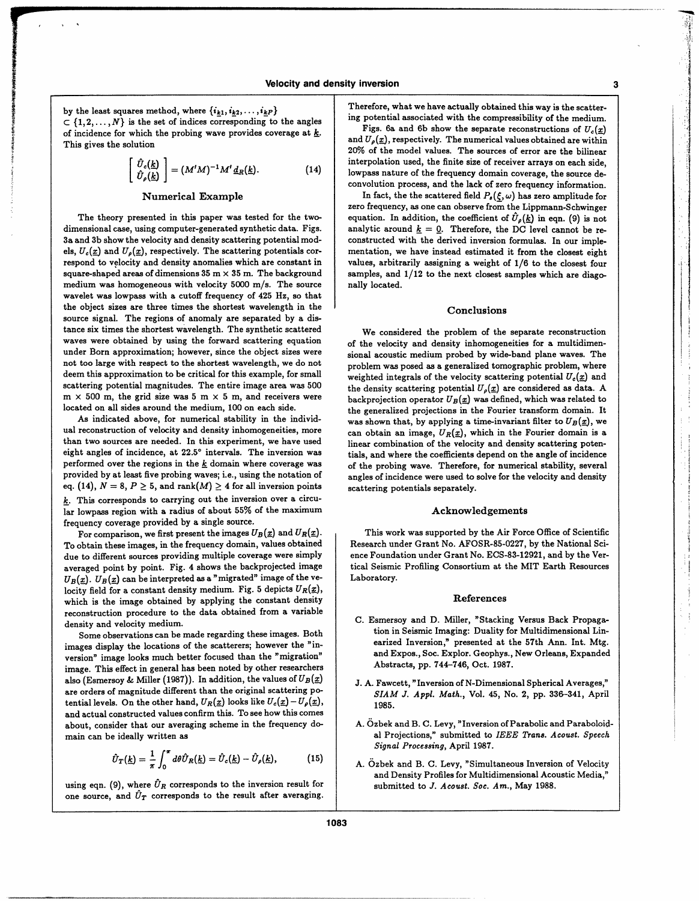by the least squares method, where $\{i_{\underline{k}1}, i_{\underline{k}2}, \ldots, i_{\underline{k}P}\} \subset \{1, 2, \ldots, N\}$ is the set of indices corresponding to the angles of incidence for which the probing wave provides coverage at $\underline{k}$. This gives the solution

$$\begin{bmatrix} \hat{U}_c(\underline{k}) \\ \hat{U}_\rho(\underline{k}) \end{bmatrix} = (M^t M)^{-1} M^t \underline{d}_R(\underline{k}). \tag{14}$$

## Numerical Example

The theory presented in this paper was tested for the two-dimensional case, using computer-generated synthetic data. Figs. 3a and 3b show the velocity and density scattering potential models, $U_c(\underline{x})$ and $U_\rho(\underline{x})$, respectively. The scattering potentials correspond to velocity and density anomalies which are constant in square-shaped areas of dimensions 35 m × 35 m. The background medium was homogeneous with velocity 5000 m/s. The source wavelet was lowpass with a cutoff frequency of 425 Hz, so that the object sizes are three times the shortest wavelength in the source signal. The regions of anomaly are separated by a distance six times the shortest wavelength. The synthetic scattered waves were obtained by using the forward scattering equation under Born approximation; however, since the object sizes were not too large with respect to the shortest wavelength, we do not deem this approximation to be critical for this example, for small scattering potential magnitudes. The entire image area was 500 m × 500 m, the grid size was 5 m × 5 m, and receivers were located on all sides around the medium, 100 on each side.

As indicated above, for numerical stability in the individual reconstruction of velocity and density inhomogeneities, more than two sources are needed. In this experiment, we have used eight angles of incidence, at 22.5° intervals. The inversion was performed over the regions in the $\underline{k}$ domain where coverage was provided by at least five probing waves; i.e., using the notation of eq. (14), $N = 8$, $P \geq 5$, and $\text{rank}(M) \geq 4$ for all inversion points $\underline{k}$. This corresponds to carrying out the inversion over a circular lowpass region with a radius of about 55% of the maximum frequency coverage provided by a single source.

For comparison, we first present the images $U_B(\underline{x})$ and $U_R(\underline{x})$. To obtain these images, in the frequency domain, values obtained due to different sources providing multiple coverage were simply averaged point by point. Fig. 4 shows the backprojected image $U_B(\underline{x})$. $U_B(\underline{x})$ can be interpreted as a "migrated" image of the velocity field for a constant density medium. Fig. 5 depicts $U_R(\underline{x})$, which is the image obtained by applying the constant density reconstruction procedure to the data obtained from a variable density and velocity medium.

Some observations can be made regarding these images. Both images display the locations of the scatterers; however the "inversion" image looks much better focused than the "migration" image. This effect in general has been noted by other researchers also (Esmersoy & Miller (1987)). In addition, the values of $U_B(\underline{x})$ are orders of magnitude different than the original scattering potential levels. On the other hand, $U_R(\underline{x})$ looks like $U_c(\underline{x}) - U_\rho(\underline{x})$, and actual constructed values confirm this. To see how this comes about, consider that our averaging scheme in the frequency domain can be ideally written as

$$\hat{U}_T(\underline{k}) = \frac{1}{\pi} \int_0^\pi d\theta \hat{U}_R(\underline{k}) = \hat{U}_c(\underline{k}) - \hat{U}_\rho(\underline{k}), \tag{15}$$

using eqn. (9), where $\hat{U}_R$ corresponds to the inversion result for one source, and $\hat{U}_T$ corresponds to the result after averaging. Therefore, what we have actually obtained this way is the scattering potential associated with the compressibility of the medium.

Figs. 6a and 6b show the separate reconstructions of $U_c(\underline{x})$ and $U_\rho(\underline{x})$, respectively. The numerical values obtained are within 20% of the model values. The sources of error are the bilinear interpolation used, the finite size of receiver arrays on each side, lowpass nature of the frequency domain coverage, the source deconvolution process, and the lack of zero frequency information.

In fact, the the scattered field $P_s(\underline{\xi}, \omega)$ has zero amplitude for zero frequency, as one can observe from the Lippmann-Schwinger equation. In addition, the coefficient of $\hat{U}_\rho(\underline{k})$ in eqn. (9) is not analytic around $\underline{k} = \underline{0}$. Therefore, the DC level cannot be reconstructed with the derived inversion formulas. In our implementation, we have instead estimated it from the closest eight values, arbitrarily assigning a weight of 1/6 to the closest four samples, and 1/12 to the next closest samples which are diagonally located.

## Conclusions

We considered the problem of the separate reconstruction of the velocity and density inhomogeneities for a multidimensional acoustic medium probed by wide-band plane waves. The problem was posed as a generalized tomographic problem, where weighted integrals of the velocity scattering potential $U_c(\underline{x})$ and the density scattering potential $U_\rho(\underline{x})$ are considered as data. A backprojection operator $U_B(\underline{x})$ was defined, which was related to the generalized projections in the Fourier transform domain. It was shown that, by applying a time-invariant filter to $U_B(\underline{x})$, we can obtain an image, $U_R(\underline{x})$, which in the Fourier domain is a linear combination of the velocity and density scattering potentials, and where the coefficients depend on the angle of incidence of the probing wave. Therefore, for numerical stability, several angles of incidence were used to solve for the velocity and density scattering potentials separately.

## Acknowledgements

This work was supported by the Air Force Office of Scientific Research under Grant No. AFOSR-85-0227, by the National Science Foundation under Grant No. ECS-83-12921, and by the Vertical Seismic Profiling Consortium at the MIT Earth Resources Laboratory.

## References

C. Esmersoy and D. Miller, "Stacking Versus Back Propagation in Seismic Imaging: Duality for Multidimensional Linearized Inversion," presented at the 57th Ann. Int. Mtg. and Expos., Soc. Explor. Geophys., New Orleans, Expanded Abstracts, pp. 744–746, Oct. 1987.

J. A. Fawcett, "Inversion of N-Dimensional Spherical Averages," *SIAM J. Appl. Math.*, Vol. 45, No. 2, pp. 336–341, April 1985.

A. Özbek and B. C. Levy, "Inversion of Parabolic and Paraboloidal Projections," submitted to *IEEE Trans. Acoust. Speech Signal Processing*, April 1987.

A. Özbek and B. C. Levy, "Simultaneous Inversion of Velocity and Density Profiles for Multidimensional Acoustic Media," submitted to *J. Acoust. Soc. Am.*, May 1988.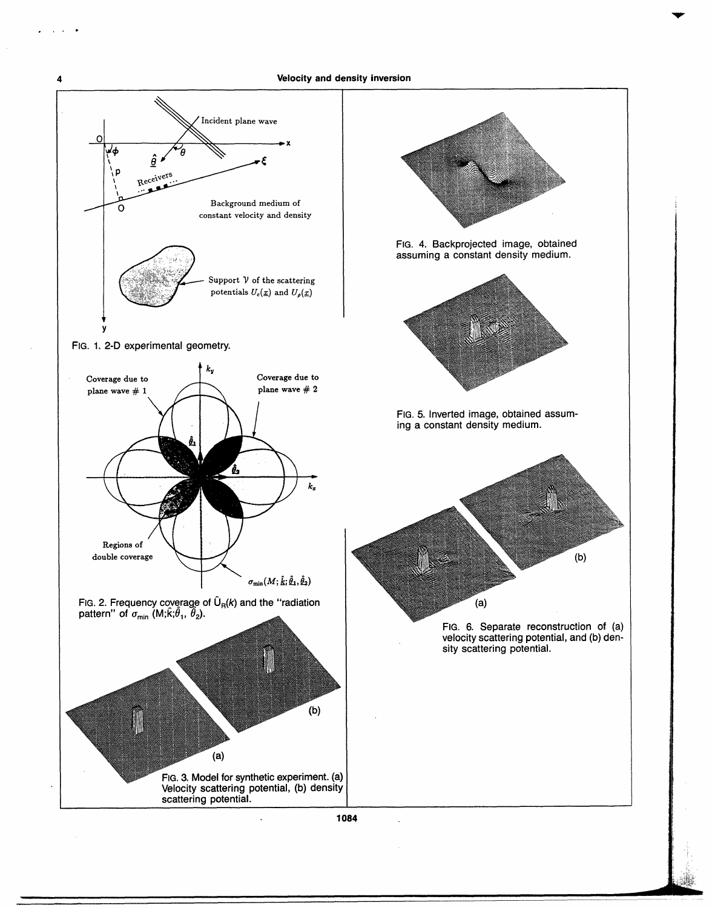Incident plane wave

O

x

$\phi$

$\hat{\underline{\theta}}$

$\theta$

p

Receivers

$\xi$

O

Background medium of constant velocity and density

Support $\mathcal{V}$ of the scattering potentials $U_c(\underline{x})$ and $U_\rho(\underline{x})$

y

FIG. 1. 2-D experimental geometry.

$k_y$

Coverage due to plane wave # 1

Coverage due to plane wave # 2

$\hat{\underline{\theta}}_1$

$\hat{\underline{\theta}}_2$

$k_x$

Regions of double coverage

$\sigma_{\min}(M; \hat{\underline{k}}; \hat{\underline{\theta}}_1, \hat{\underline{\theta}}_2)$

FIG. 2. Frequency coverage of $\hat{U}_R(k)$ and the "radiation pattern" of $\sigma_{\min}$ (M;$\hat{k}$;$\hat{\theta}_1$, $\hat{\theta}_2$).

(b)

(a)

FIG. 3. Model for synthetic experiment. (a) Velocity scattering potential, (b) density scattering potential.

FIG. 4. Backprojected image, obtained assuming a constant density medium.

FIG. 5. Inverted image, obtained assuming a constant density medium.

(b)

(a)

FIG. 6. Separate reconstruction of (a) velocity scattering potential, and (b) density scattering potential.